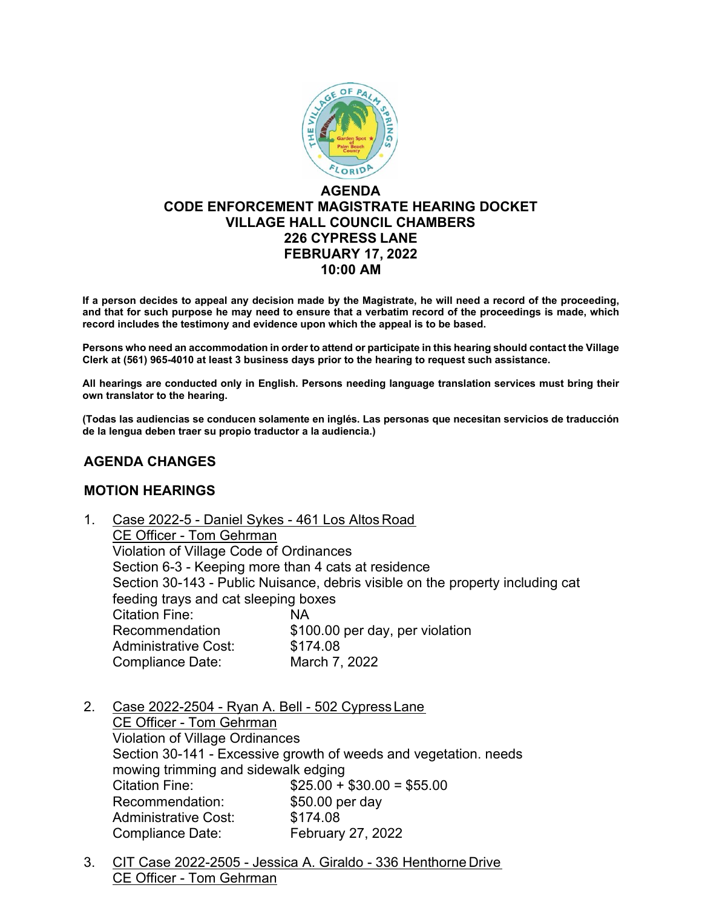# AGENDA
## CODE ENFORCEMENT MAGISTRATE HEARING DOCKET
## VILLAGE HALL COUNCIL CHAMBERS
## 226 CYPRESS LANE
## FEBRUARY 17, 2022
## 10:00 AM

**If a person decides to appeal any decision made by the Magistrate, he will need a record of the proceeding, and that for such purpose he may need to ensure that a verbatim record of the proceedings is made, which record includes the testimony and evidence upon which the appeal is to be based.**

**Persons who need an accommodation in order to attend or participate in this hearing should contact the Village Clerk at (561) 965-4010 at least 3 business days prior to the hearing to request such assistance.**

**All hearings are conducted only in English. Persons needing language translation services must bring their own translator to the hearing.**

**(Todas las audiencias se conducen solamente en inglés. Las personas que necesitan servicios de traducción de la lengua deben traer su propio traductor a la audiencia.)**

## AGENDA CHANGES

## MOTION HEARINGS

1. Case 2022-5 - Daniel Sykes - 461 Los Altos Road
   CE Officer - Tom Gehrman
   Violation of Village Code of Ordinances
   Section 6-3 - Keeping more than 4 cats at residence
   Section 30-143 - Public Nuisance, debris visible on the property including cat feeding trays and cat sleeping boxes
   Citation Fine: NA
   Recommendation $100.00 per day, per violation
   Administrative Cost: $174.08
   Compliance Date: March 7, 2022

2. Case 2022-2504 - Ryan A. Bell - 502 Cypress Lane
   CE Officer - Tom Gehrman
   Violation of Village Ordinances
   Section 30-141 - Excessive growth of weeds and vegetation. needs mowing trimming and sidewalk edging
   Citation Fine: $25.00 + $30.00 = $55.00
   Recommendation: $50.00 per day
   Administrative Cost: $174.08
   Compliance Date: February 27, 2022

3. CIT Case 2022-2505 - Jessica A. Giraldo - 336 Henthorne Drive
   CE Officer - Tom Gehrman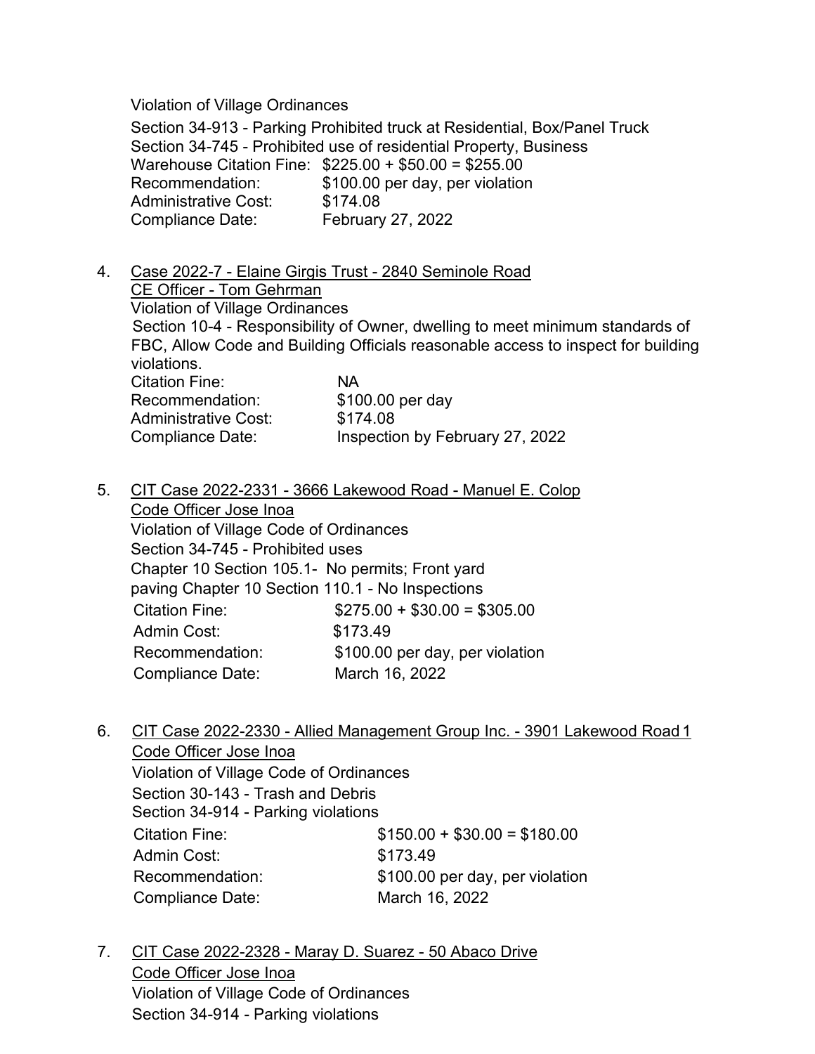Violation of Village Ordinances

Section 34-913 - Parking Prohibited truck at Residential, Box/Panel Truck
Section 34-745 - Prohibited use of residential Property, Business
Warehouse Citation Fine: $225.00 + $50.00 = $255.00
Recommendation: $100.00 per day, per violation
Administrative Cost: $174.08
Compliance Date: February 27, 2022

4. Case 2022-7 - Elaine Girgis Trust - 2840 Seminole Road
   CE Officer - Tom Gehrman
   Violation of Village Ordinances
   Section 10-4 - Responsibility of Owner, dwelling to meet minimum standards of FBC, Allow Code and Building Officials reasonable access to inspect for building violations.
   Citation Fine: NA
   Recommendation: $100.00 per day
   Administrative Cost: $174.08
   Compliance Date: Inspection by February 27, 2022

5. CIT Case 2022-2331 - 3666 Lakewood Road - Manuel E. Colop
   Code Officer Jose Inoa
   Violation of Village Code of Ordinances
   Section 34-745 - Prohibited uses
   Chapter 10 Section 105.1- No permits; Front yard paving Chapter 10 Section 110.1 - No Inspections
   Citation Fine: $275.00 + $30.00 = $305.00
   Admin Cost: $173.49
   Recommendation: $100.00 per day, per violation
   Compliance Date: March 16, 2022

6. CIT Case 2022-2330 - Allied Management Group Inc. - 3901 Lakewood Road 1
   Code Officer Jose Inoa
   Violation of Village Code of Ordinances
   Section 30-143 - Trash and Debris
   Section 34-914 - Parking violations
   Citation Fine: $150.00 + $30.00 = $180.00
   Admin Cost: $173.49
   Recommendation: $100.00 per day, per violation
   Compliance Date: March 16, 2022

7. CIT Case 2022-2328 - Maray D. Suarez - 50 Abaco Drive
   Code Officer Jose Inoa
   Violation of Village Code of Ordinances
   Section 34-914 - Parking violations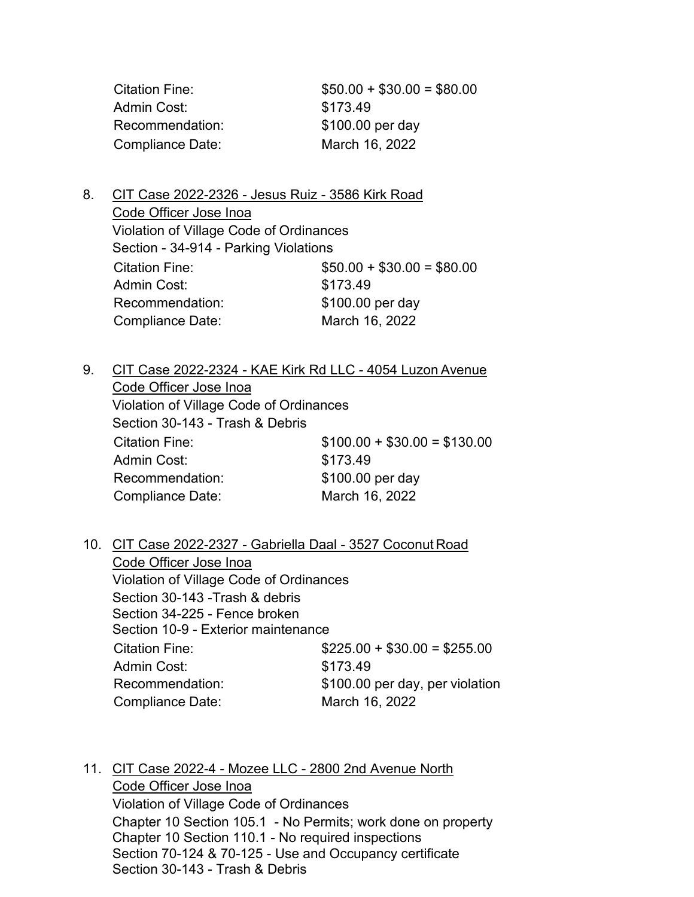Citation Fine: $50.00 + $30.00 = $80.00
Admin Cost: $173.49
Recommendation: $100.00 per day
Compliance Date: March 16, 2022

8. CIT Case 2022-2326 - Jesus Ruiz - 3586 Kirk Road
   Code Officer Jose Inoa
   Violation of Village Code of Ordinances
   Section - 34-914 - Parking Violations
   Citation Fine: $50.00 + $30.00 = $80.00
   Admin Cost: $173.49
   Recommendation: $100.00 per day
   Compliance Date: March 16, 2022

9. CIT Case 2022-2324 - KAE Kirk Rd LLC - 4054 Luzon Avenue
   Code Officer Jose Inoa
   Violation of Village Code of Ordinances
   Section 30-143 - Trash & Debris
   Citation Fine: $100.00 + $30.00 = $130.00
   Admin Cost: $173.49
   Recommendation: $100.00 per day
   Compliance Date: March 16, 2022

10. CIT Case 2022-2327 - Gabriella Daal - 3527 Coconut Road
    Code Officer Jose Inoa
    Violation of Village Code of Ordinances
    Section 30-143 -Trash & debris
    Section 34-225 - Fence broken
    Section 10-9 - Exterior maintenance
    Citation Fine: $225.00 + $30.00 = $255.00
    Admin Cost: $173.49
    Recommendation: $100.00 per day, per violation
    Compliance Date: March 16, 2022

11. CIT Case 2022-4 - Mozee LLC - 2800 2nd Avenue North
    Code Officer Jose Inoa
    Violation of Village Code of Ordinances
    Chapter 10 Section 105.1 - No Permits; work done on property
    Chapter 10 Section 110.1 - No required inspections
    Section 70-124 & 70-125 - Use and Occupancy certificate
    Section 30-143 - Trash & Debris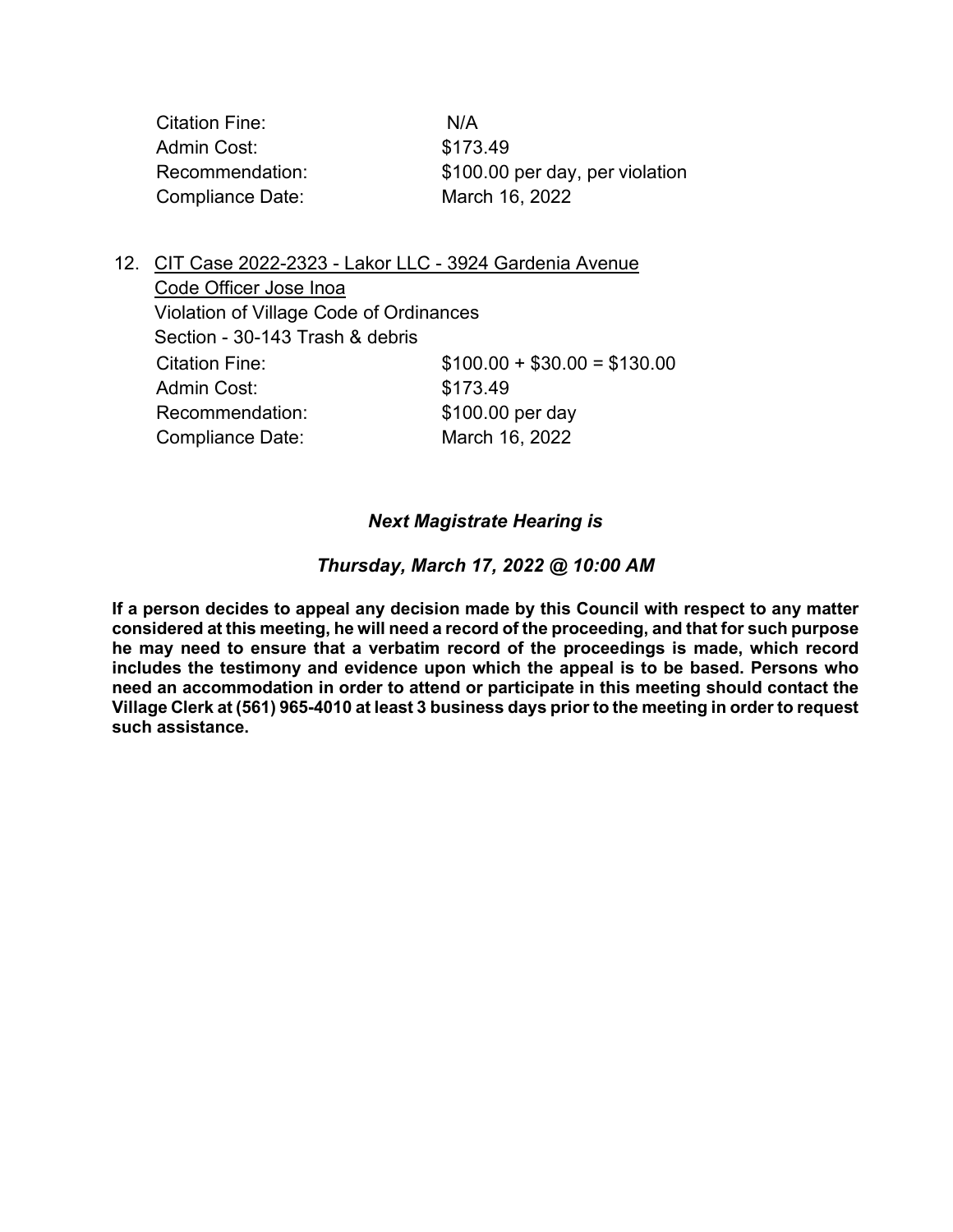| | |
|---|---|
| Citation Fine: | N/A |
| Admin Cost: | $173.49 |
| Recommendation: | $100.00 per day, per violation |
| Compliance Date: | March 16, 2022 |

12. CIT Case 2022-2323 - Lakor LLC - 3924 Gardenia Avenue
    Code Officer Jose Inoa
    Violation of Village Code of Ordinances
    Section - 30-143 Trash & debris

| | |
|---|---|
| Citation Fine: | $100.00 + $30.00 = $130.00 |
| Admin Cost: | $173.49 |
| Recommendation: | $100.00 per day |
| Compliance Date: | March 16, 2022 |

***Next Magistrate Hearing is***

***Thursday, March 17, 2022 @ 10:00 AM***

**If a person decides to appeal any decision made by this Council with respect to any matter considered at this meeting, he will need a record of the proceeding, and that for such purpose he may need to ensure that a verbatim record of the proceedings is made, which record includes the testimony and evidence upon which the appeal is to be based. Persons who need an accommodation in order to attend or participate in this meeting should contact the Village Clerk at (561) 965-4010 at least 3 business days prior to the meeting in order to request such assistance.**